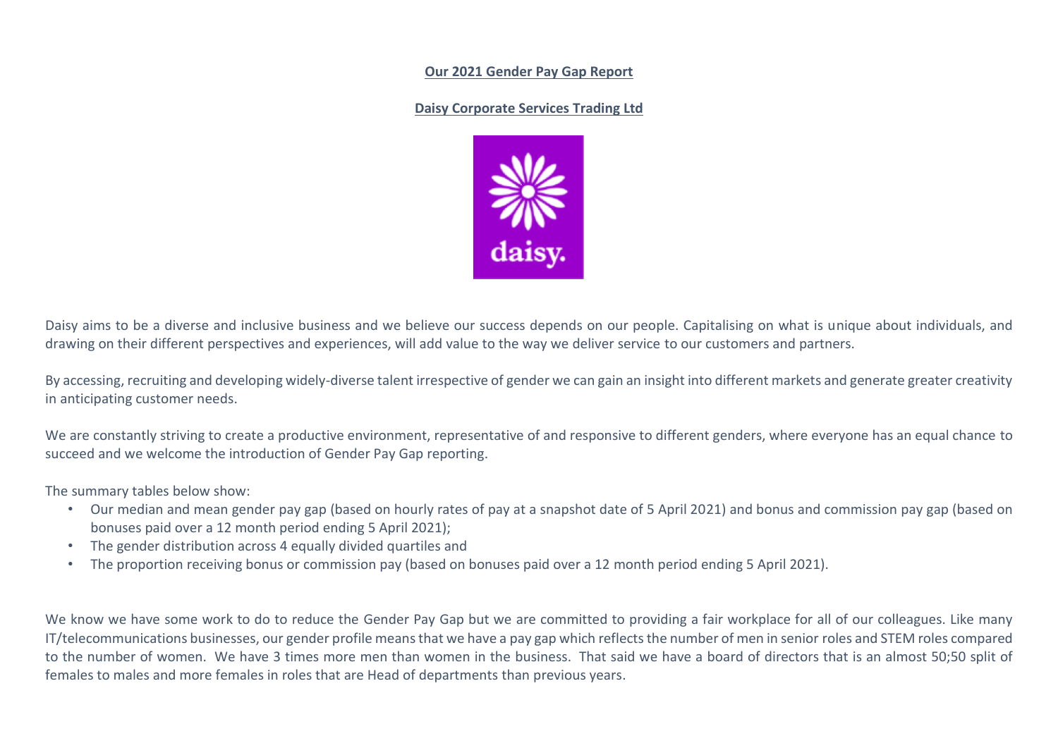**Our 2021 Gender Pay Gap Report**

**Daisy Corporate Services Trading Ltd**

Daisy aims to be a diverse and inclusive business and we believe our success depends on our people. Capitalising on what is unique about individuals, and drawing on their different perspectives and experiences, will add value to the way we deliver service to our customers and partners.

By accessing, recruiting and developing widely-diverse talent irrespective of gender we can gain an insight into different markets and generate greater creativity in anticipating customer needs.

We are constantly striving to create a productive environment, representative of and responsive to different genders, where everyone has an equal chance to succeed and we welcome the introduction of Gender Pay Gap reporting.

The summary tables below show:

- Our median and mean gender pay gap (based on hourly rates of pay at a snapshot date of 5 April 2021) and bonus and commission pay gap (based on bonuses paid over a 12 month period ending 5 April 2021);
- The gender distribution across 4 equally divided quartiles and
- The proportion receiving bonus or commission pay (based on bonuses paid over a 12 month period ending 5 April 2021).

We know we have some work to do to reduce the Gender Pay Gap but we are committed to providing a fair workplace for all of our colleagues. Like many IT/telecommunications businesses, our gender profile means that we have a pay gap which reflects the number of men in senior roles and STEM roles compared to the number of women. We have 3 times more men than women in the business. That said we have a board of directors that is an almost 50;50 split of females to males and more females in roles that are Head of departments than previous years.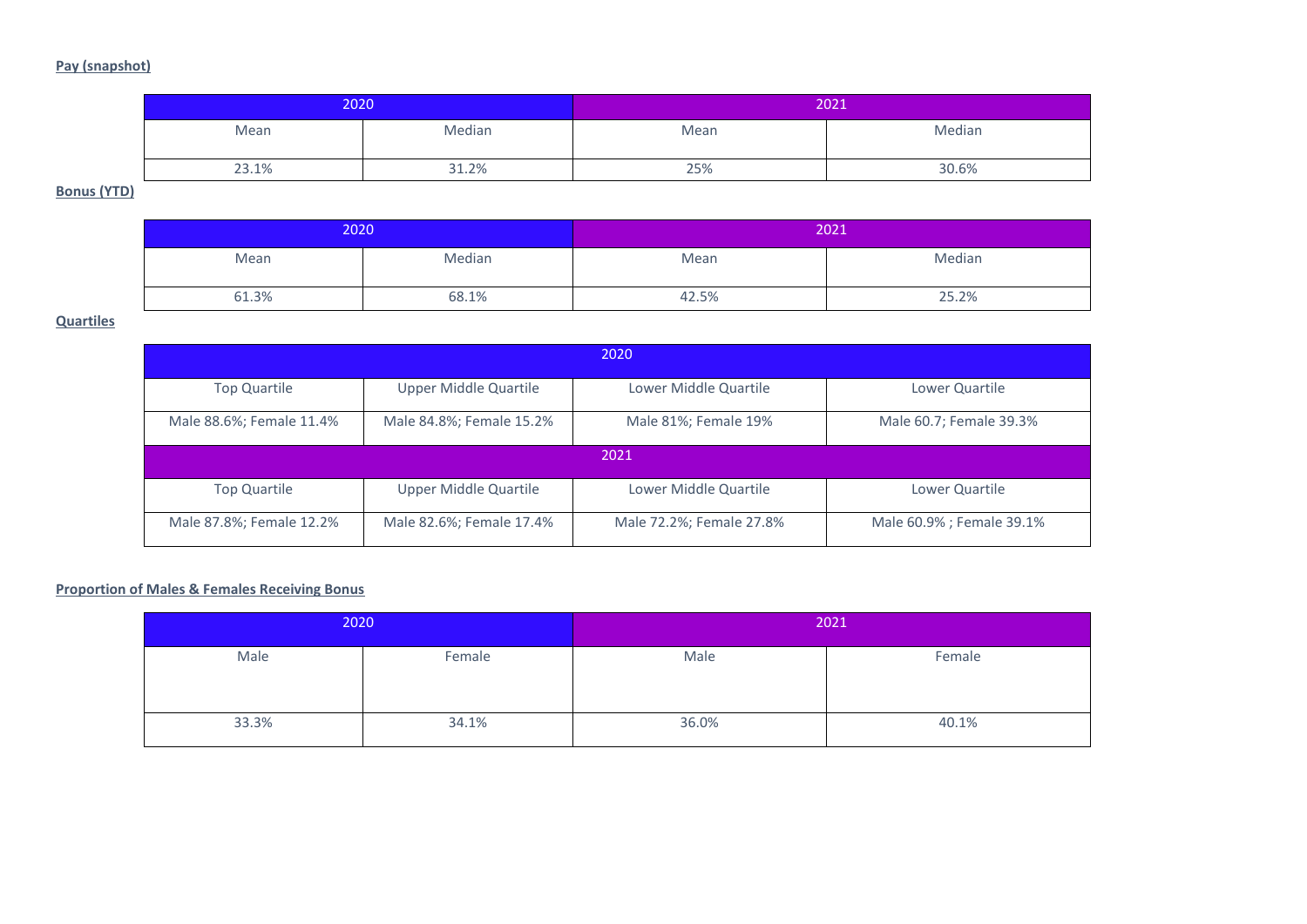**Pay (snapshot)**

| 2020 | | 2021 | |
|---|---|---|---|
| Mean | Median | Mean | Median |
| 23.1% | 31.2% | 25% | 30.6% |

**Bonus (YTD)**

| 2020 | | 2021 | |
|---|---|---|---|
| Mean | Median | Mean | Median |
| 61.3% | 68.1% | 42.5% | 25.2% |

**Quartiles**

| 2020 | | | |
|---|---|---|---|
| Top Quartile | Upper Middle Quartile | Lower Middle Quartile | Lower Quartile |
| Male 88.6%; Female 11.4% | Male 84.8%; Female 15.2% | Male 81%; Female 19% | Male 60.7; Female 39.3% |
| 2021 | | | |
| Top Quartile | Upper Middle Quartile | Lower Middle Quartile | Lower Quartile |
| Male 87.8%; Female 12.2% | Male 82.6%; Female 17.4% | Male 72.2%; Female 27.8% | Male 60.9% ; Female 39.1% |

**Proportion of Males & Females Receiving Bonus**

| 2020 | | 2021 | |
|---|---|---|---|
| Male | Female | Male | Female |
| 33.3% | 34.1% | 36.0% | 40.1% |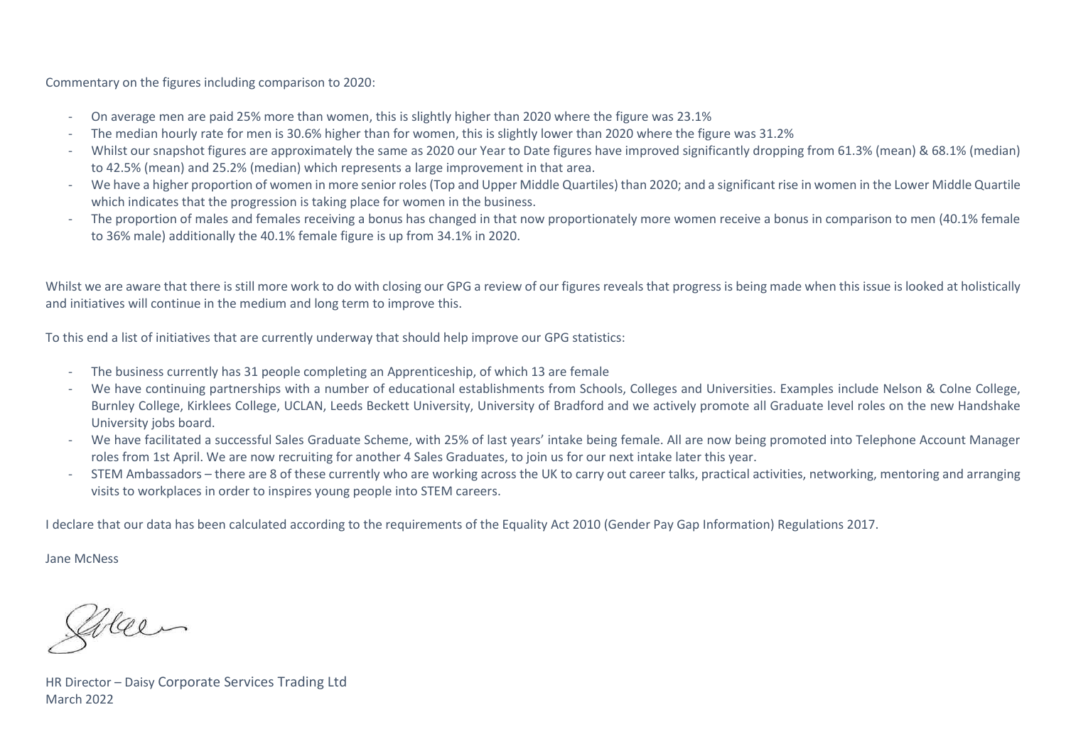Commentary on the figures including comparison to 2020:

- On average men are paid 25% more than women, this is slightly higher than 2020 where the figure was 23.1%
- The median hourly rate for men is 30.6% higher than for women, this is slightly lower than 2020 where the figure was 31.2%
- Whilst our snapshot figures are approximately the same as 2020 our Year to Date figures have improved significantly dropping from 61.3% (mean) & 68.1% (median) to 42.5% (mean) and 25.2% (median) which represents a large improvement in that area.
- We have a higher proportion of women in more senior roles (Top and Upper Middle Quartiles) than 2020; and a significant rise in women in the Lower Middle Quartile which indicates that the progression is taking place for women in the business.
- The proportion of males and females receiving a bonus has changed in that now proportionately more women receive a bonus in comparison to men (40.1% female to 36% male) additionally the 40.1% female figure is up from 34.1% in 2020.

Whilst we are aware that there is still more work to do with closing our GPG a review of our figures reveals that progress is being made when this issue is looked at holistically and initiatives will continue in the medium and long term to improve this.

To this end a list of initiatives that are currently underway that should help improve our GPG statistics:

- The business currently has 31 people completing an Apprenticeship, of which 13 are female
- We have continuing partnerships with a number of educational establishments from Schools, Colleges and Universities. Examples include Nelson & Colne College, Burnley College, Kirklees College, UCLAN, Leeds Beckett University, University of Bradford and we actively promote all Graduate level roles on the new Handshake University jobs board.
- We have facilitated a successful Sales Graduate Scheme, with 25% of last years' intake being female. All are now being promoted into Telephone Account Manager roles from 1st April. We are now recruiting for another 4 Sales Graduates, to join us for our next intake later this year.
- STEM Ambassadors – there are 8 of these currently who are working across the UK to carry out career talks, practical activities, networking, mentoring and arranging visits to workplaces in order to inspires young people into STEM careers.

I declare that our data has been calculated according to the requirements of the Equality Act 2010 (Gender Pay Gap Information) Regulations 2017.

Jane McNess

HR Director – Daisy Corporate Services Trading Ltd
March 2022